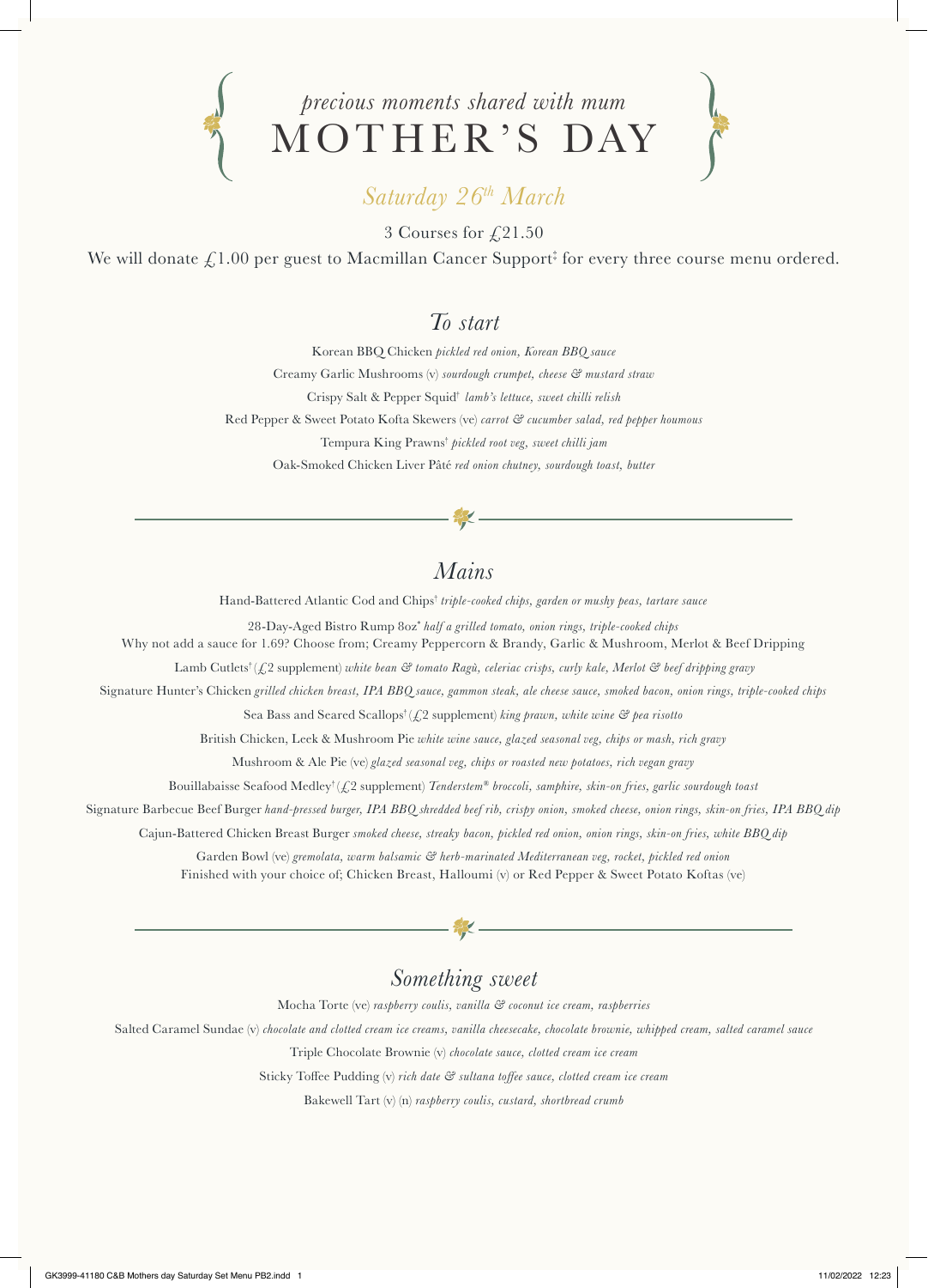*precious moments shared with mum*

# MOTHER'S DAY

*Saturday 26th March*

3 Courses for £21.50

We will donate £1.00 per guest to Macmillan Cancer Support‡ for every three course menu ordered.

## *To start*

Korean BBQ Chicken *pickled red onion, Korean BBQ sauce*

Creamy Garlic Mushrooms (v) *sourdough crumpet, cheese & mustard straw*

Crispy Salt & Pepper Squid† *lamb's lettuce, sweet chilli relish*

Red Pepper & Sweet Potato Kofta Skewers (ve) *carrot & cucumber salad, red pepper houmous*

Tempura King Prawns† *pickled root veg, sweet chilli jam*

Oak-Smoked Chicken Liver Pâté *red onion chutney, sourdough toast, butter*

## *Mains*

Hand-Battered Atlantic Cod and Chips† *triple-cooked chips, garden or mushy peas, tartare sauce*

28-Day-Aged Bistro Rump 8oz* *half a grilled tomato, onion rings, triple-cooked chips*
Why not add a sauce for 1.69? Choose from; Creamy Peppercorn & Brandy, Garlic & Mushroom, Merlot & Beef Dripping

Lamb Cutlets† (£2 supplement) *white bean & tomato Ragù, celeriac crisps, curly kale, Merlot & beef dripping gravy*

Signature Hunter's Chicken *grilled chicken breast, IPA BBQ sauce, gammon steak, ale cheese sauce, smoked bacon, onion rings, triple-cooked chips*

Sea Bass and Seared Scallops† (£2 supplement) *king prawn, white wine & pea risotto*

British Chicken, Leek & Mushroom Pie *white wine sauce, glazed seasonal veg, chips or mash, rich gravy*

Mushroom & Ale Pie (ve) *glazed seasonal veg, chips or roasted new potatoes, rich vegan gravy*

Bouillabaisse Seafood Medley† (£2 supplement) *Tenderstem® broccoli, samphire, skin-on fries, garlic sourdough toast*

Signature Barbecue Beef Burger *hand-pressed burger, IPA BBQ shredded beef rib, crispy onion, smoked cheese, onion rings, skin-on fries, IPA BBQ dip*

Cajun-Battered Chicken Breast Burger *smoked cheese, streaky bacon, pickled red onion, onion rings, skin-on fries, white BBQ dip*

Garden Bowl (ve) *gremolata, warm balsamic & herb-marinated Mediterranean veg, rocket, pickled red onion*
Finished with your choice of; Chicken Breast, Halloumi (v) or Red Pepper & Sweet Potato Koftas (ve)

## *Something sweet*

Mocha Torte (ve) *raspberry coulis, vanilla & coconut ice cream, raspberries*

Salted Caramel Sundae (v) *chocolate and clotted cream ice creams, vanilla cheesecake, chocolate brownie, whipped cream, salted caramel sauce*

Triple Chocolate Brownie (v) *chocolate sauce, clotted cream ice cream*

Sticky Toffee Pudding (v) *rich date & sultana toffee sauce, clotted cream ice cream*

Bakewell Tart (v) (n) *raspberry coulis, custard, shortbread crumb*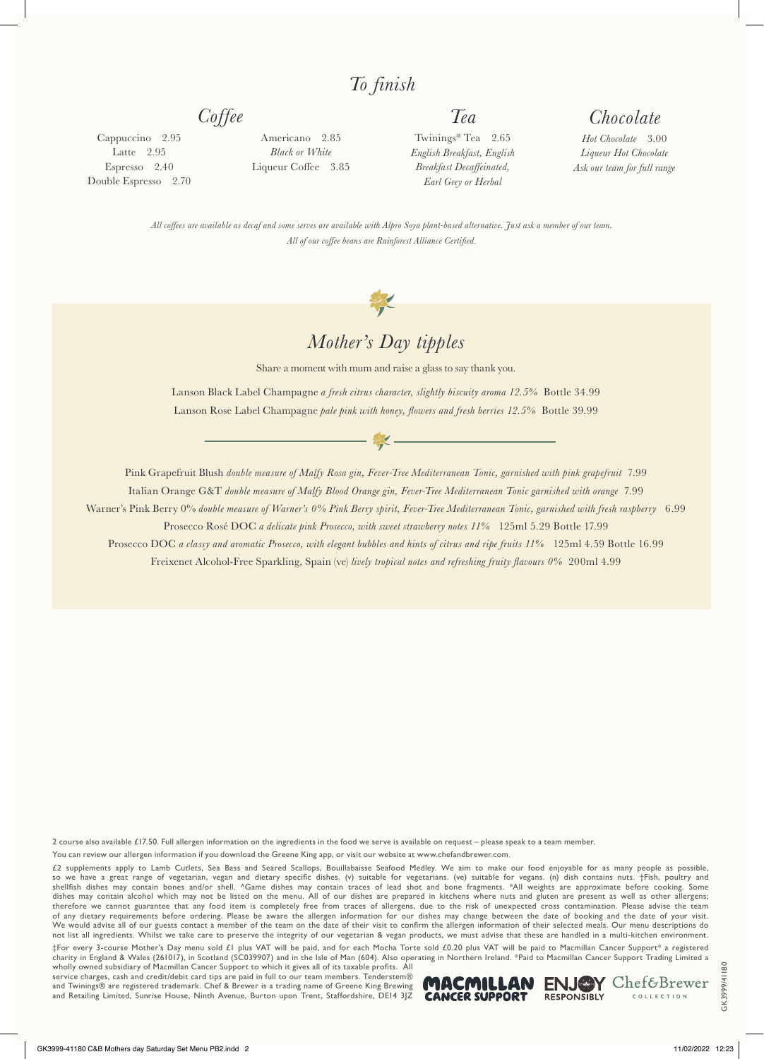# *To finish*

## *Coffee*

Cappuccino 2.95
Latte 2.95
Espresso 2.40
Double Espresso 2.70

Americano 2.85
*Black or White*
Liqueur Coffee 3.85

## *Tea*

Twinings® Tea 2.65
*English Breakfast, English Breakfast Decaffeinated, Earl Grey or Herbal*

## *Chocolate*

*Hot Chocolate* 3.00
*Liqueur Hot Chocolate*
*Ask our team for full range*

*All coffees are available as decaf and some serves are available with Alpro Soya plant-based alternative. Just ask a member of our team.*
*All of our coffee beans are Rainforest Alliance Certified.*

## *Mother's Day tipples*

Share a moment with mum and raise a glass to say thank you.

Lanson Black Label Champagne *a fresh citrus character, slightly biscuity aroma 12.5%* Bottle 34.99

Lanson Rose Label Champagne *pale pink with honey, flowers and fresh berries 12.5%* Bottle 39.99

Pink Grapefruit Blush *double measure of Malfy Rosa gin, Fever-Tree Mediterranean Tonic, garnished with pink grapefruit* 7.99

Italian Orange G&T *double measure of Malfy Blood Orange gin, Fever-Tree Mediterranean Tonic garnished with orange* 7.99

Warner's Pink Berry 0% *double measure of Warner's 0% Pink Berry spirit, Fever-Tree Mediterranean Tonic, garnished with fresh raspberry* 6.99

Prosecco Rosé DOC *a delicate pink Prosecco, with sweet strawberry notes 11%* 125ml 5.29 Bottle 17.99

Prosecco DOC *a classy and aromatic Prosecco, with elegant bubbles and hints of citrus and ripe fruits 11%* 125ml 4.59 Bottle 16.99

Freixenet Alcohol-Free Sparkling, Spain (ve) *lively tropical notes and refreshing fruity flavours 0%* 200ml 4.99

2 course also available £17.50. Full allergen information on the ingredients in the food we serve is available on request – please speak to a team member.

You can review our allergen information if you download the Greene King app, or visit our website at www.chefandbrewer.com.

£2 supplements apply to Lamb Cutlets, Sea Bass and Seared Scallops, Bouillabaisse Seafood Medley. We aim to make our food enjoyable for as many people as possible, so we have a great range of vegetarian, vegan and dietary specific dishes. (v) suitable for vegetarians. (ve) suitable for vegans. (n) dish contains nuts. †Fish, poultry and shellfish dishes may contain bones and/or shell. ^Game dishes may contain traces of lead shot and bone fragments. *All weights are approximate before cooking. Some dishes may contain alcohol which may not be listed on the menu. All of our dishes are prepared in kitchens where nuts and gluten are present as well as other allergens; therefore we cannot guarantee that any food item is completely free from traces of allergens, due to the risk of unexpected cross contamination. Please advise the team of any dietary requirements before ordering. Please be aware the allergen information for our dishes may change between the date of booking and the date of your visit. We would advise all of our guests contact a member of the team on the date of their visit to confirm the allergen information of their selected meals. Our menu descriptions do not list all ingredients. Whilst we take care to preserve the integrity of our vegetarian & vegan products, we must advise that these are handled in a multi-kitchen environment.

‡For every 3-course Mother's Day menu sold £1 plus VAT will be paid, and for each Mocha Torte sold £0.20 plus VAT will be paid to Macmillan Cancer Support* a registered charity in England & Wales (261017), in Scotland (SC039907) and in the Isle of Man (604). Also operating in Northern Ireland. *Paid to Macmillan Cancer Support Trading Limited a wholly owned subsidiary of Macmillan Cancer Support to which it gives all of its taxable profits. All service charges, cash and credit/debit card tips are paid in full to our team members. Tenderstem® and Twinings® are registered trademark. Chef & Brewer is a trading name of Greene King Brewing and Retailing Limited, Sunrise House, Ninth Avenue, Burton upon Trent, Staffordshire, DE14 3JZ

MACMILLAN CANCER SUPPORT ENJOY RESPONSIBLY Chef&Brewer COLLECTION

GK3999/41180